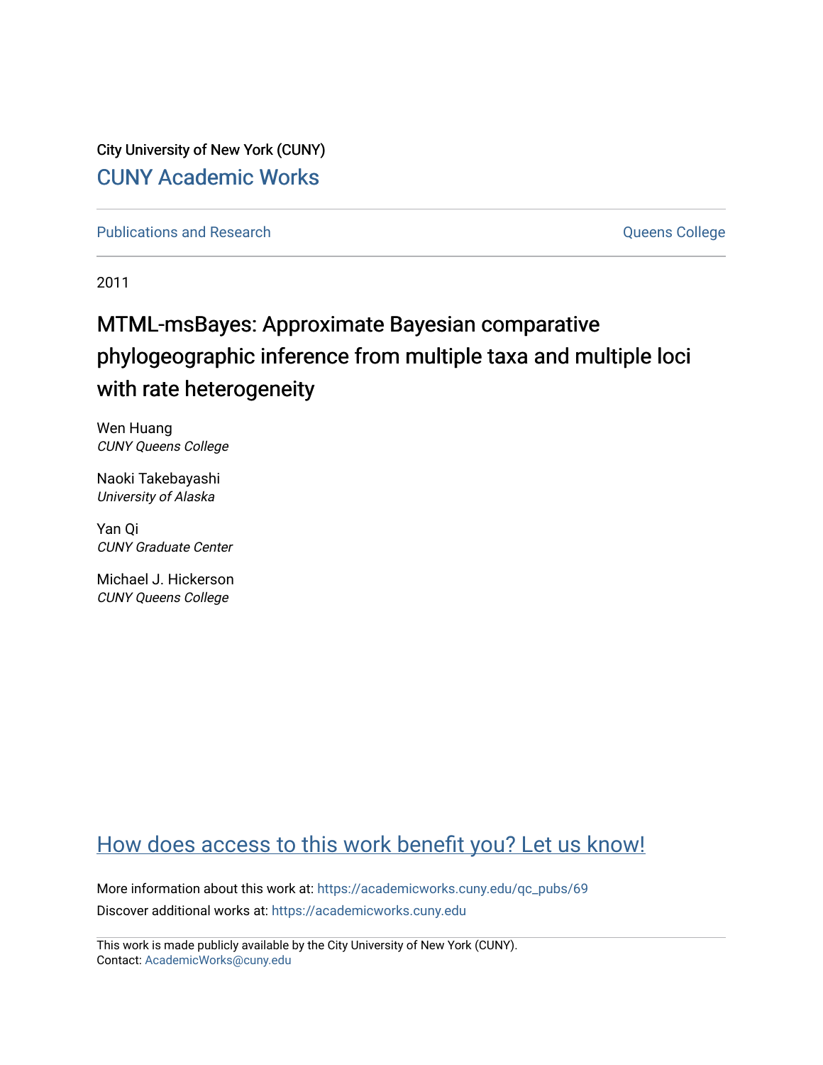City University of New York (CUNY)

CUNY Academic Works

Publications and Research

Queens College

2011

# MTML-msBayes: Approximate Bayesian comparative phylogeographic inference from multiple taxa and multiple loci with rate heterogeneity

Wen Huang
*CUNY Queens College*

Naoki Takebayashi
*University of Alaska*

Yan Qi
*CUNY Graduate Center*

Michael J. Hickerson
*CUNY Queens College*

How does access to this work benefit you? Let us know!

More information about this work at: https://academicworks.cuny.edu/qc_pubs/69

Discover additional works at: https://academicworks.cuny.edu

This work is made publicly available by the City University of New York (CUNY).
Contact: AcademicWorks@cuny.edu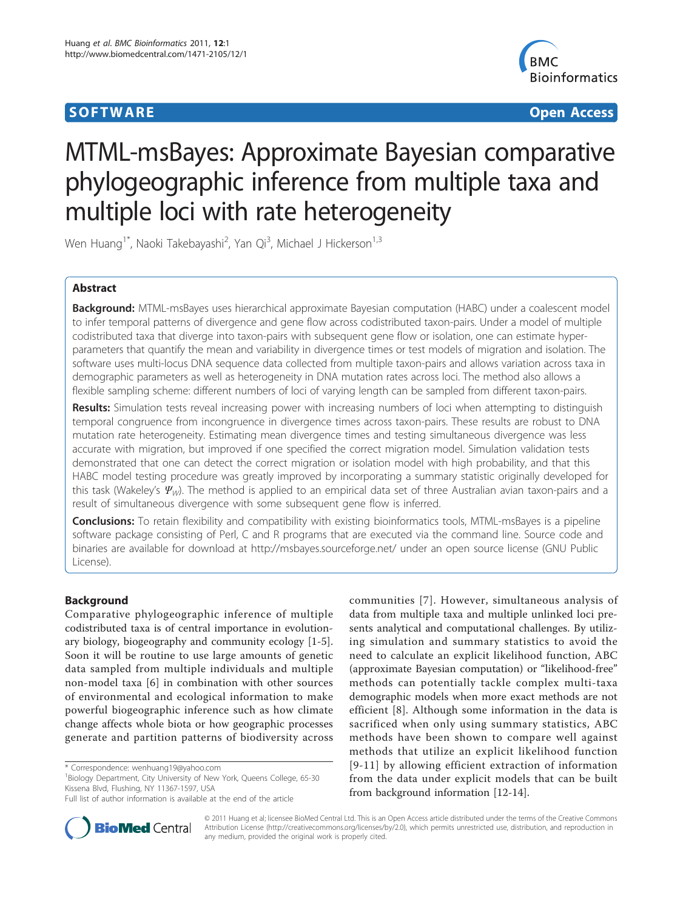# MTML-msBayes: Approximate Bayesian comparative phylogeographic inference from multiple taxa and multiple loci with rate heterogeneity

Wen Huang[1*], Naoki Takebayashi[2], Yan Qi[3], Michael J Hickerson[1,3]

## Abstract

**Background:** MTML-msBayes uses hierarchical approximate Bayesian computation (HABC) under a coalescent model to infer temporal patterns of divergence and gene flow across codistributed taxon-pairs. Under a model of multiple codistributed taxa that diverge into taxon-pairs with subsequent gene flow or isolation, one can estimate hyper-parameters that quantify the mean and variability in divergence times or test models of migration and isolation. The software uses multi-locus DNA sequence data collected from multiple taxon-pairs and allows variation across taxa in demographic parameters as well as heterogeneity in DNA mutation rates across loci. The method also allows a flexible sampling scheme: different numbers of loci of varying length can be sampled from different taxon-pairs.

**Results:** Simulation tests reveal increasing power with increasing numbers of loci when attempting to distinguish temporal congruence from incongruence in divergence times across taxon-pairs. These results are robust to DNA mutation rate heterogeneity. Estimating mean divergence times and testing simultaneous divergence was less accurate with migration, but improved if one specified the correct migration model. Simulation validation tests demonstrated that one can detect the correct migration or isolation model with high probability, and that this HABC model testing procedure was greatly improved by incorporating a summary statistic originally developed for this task (Wakeley's $\Psi_W$). The method is applied to an empirical data set of three Australian avian taxon-pairs and a result of simultaneous divergence with some subsequent gene flow is inferred.

**Conclusions:** To retain flexibility and compatibility with existing bioinformatics tools, MTML-msBayes is a pipeline software package consisting of Perl, C and R programs that are executed via the command line. Source code and binaries are available for download at http://msbayes.sourceforge.net/ under an open source license (GNU Public License).

## Background

Comparative phylogeographic inference of multiple codistributed taxa is of central importance in evolutionary biology, biogeography and community ecology [1-5]. Soon it will be routine to use large amounts of genetic data sampled from multiple individuals and multiple non-model taxa [6] in combination with other sources of environmental and ecological information to make powerful biogeographic inference such as how climate change affects whole biota or how geographic processes generate and partition patterns of biodiversity across communities [7]. However, simultaneous analysis of data from multiple taxa and multiple unlinked loci presents analytical and computational challenges. By utilizing simulation and summary statistics to avoid the need to calculate an explicit likelihood function, ABC (approximate Bayesian computation) or "likelihood-free" methods can potentially tackle complex multi-taxa demographic models when more exact methods are not efficient [8]. Although some information in the data is sacrificed when only using summary statistics, ABC methods have been shown to compare well against methods that utilize an explicit likelihood function [9-11] by allowing efficient extraction of information from the data under explicit models that can be built from background information [12-14].

\* Correspondence: wenhuang19@yahoo.com

[1]Biology Department, City University of New York, Queens College, 65-30 Kissena Blvd, Flushing, NY 11367-1597, USA

Full list of author information is available at the end of the article

© 2011 Huang et al; licensee BioMed Central Ltd. This is an Open Access article distributed under the terms of the Creative Commons Attribution License (http://creativecommons.org/licenses/by/2.0), which permits unrestricted use, distribution, and reproduction in any medium, provided the original work is properly cited.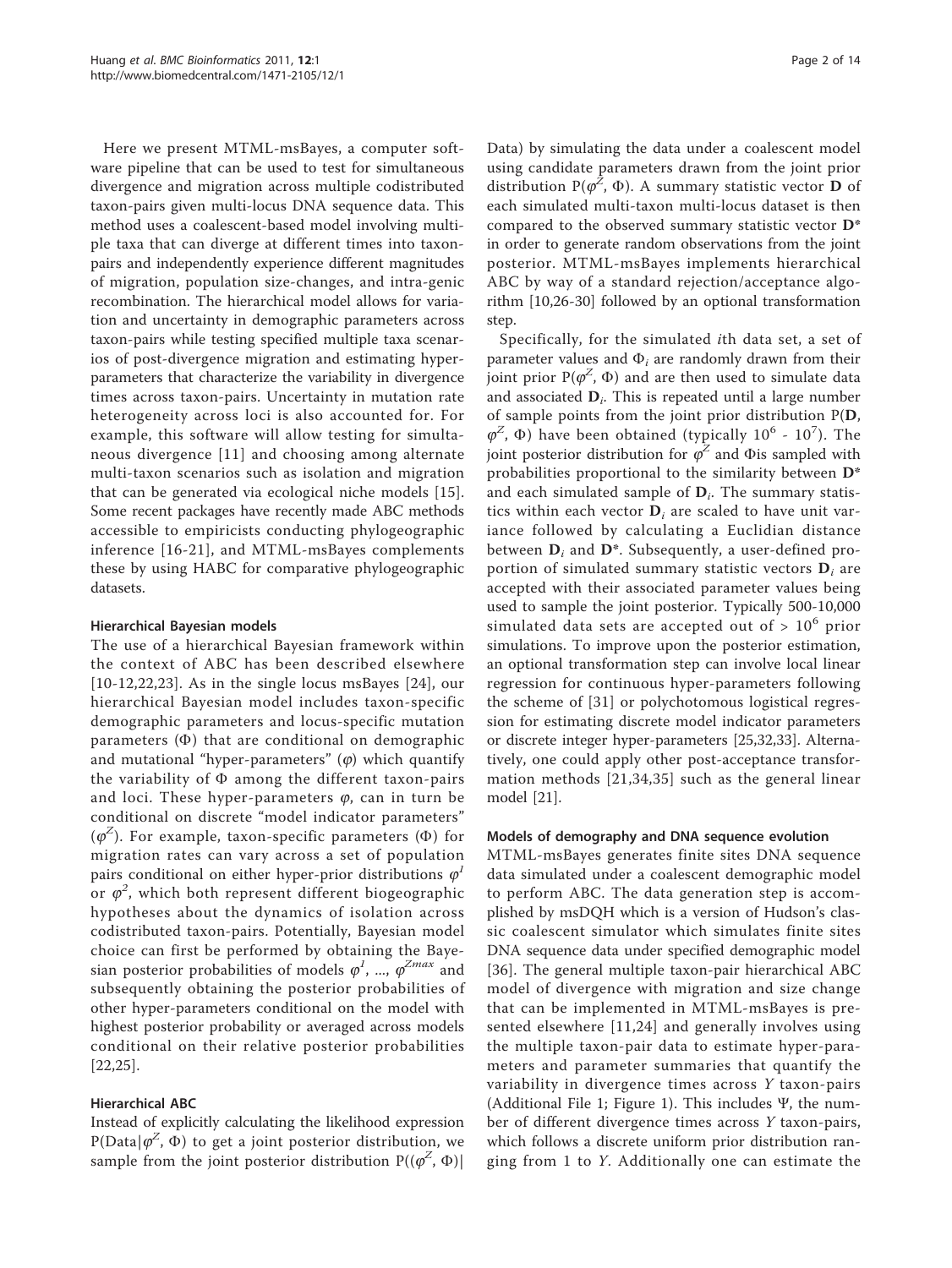Here we present MTML-msBayes, a computer software pipeline that can be used to test for simultaneous divergence and migration across multiple codistributed taxon-pairs given multi-locus DNA sequence data. This method uses a coalescent-based model involving multiple taxa that can diverge at different times into taxon-pairs and independently experience different magnitudes of migration, population size-changes, and intra-genic recombination. The hierarchical model allows for variation and uncertainty in demographic parameters across taxon-pairs while testing specified multiple taxa scenarios of post-divergence migration and estimating hyper-parameters that characterize the variability in divergence times across taxon-pairs. Uncertainty in mutation rate heterogeneity across loci is also accounted for. For example, this software will allow testing for simultaneous divergence [11] and choosing among alternate multi-taxon scenarios such as isolation and migration that can be generated via ecological niche models [15]. Some recent packages have recently made ABC methods accessible to empiricists conducting phylogeographic inference [16-21], and MTML-msBayes complements these by using HABC for comparative phylogeographic datasets.

### Hierarchical Bayesian models

The use of a hierarchical Bayesian framework within the context of ABC has been described elsewhere [10-12,22,23]. As in the single locus msBayes [24], our hierarchical Bayesian model includes taxon-specific demographic parameters and locus-specific mutation parameters ($\Phi$) that are conditional on demographic and mutational "hyper-parameters" ($\varphi$) which quantify the variability of $\Phi$ among the different taxon-pairs and loci. These hyper-parameters $\varphi$, can in turn be conditional on discrete "model indicator parameters" ($\varphi^Z$). For example, taxon-specific parameters ($\Phi$) for migration rates can vary across a set of population pairs conditional on either hyper-prior distributions $\varphi^1$ or $\varphi^2$, which both represent different biogeographic hypotheses about the dynamics of isolation across codistributed taxon-pairs. Potentially, Bayesian model choice can first be performed by obtaining the Bayesian posterior probabilities of models $\varphi^1, ..., \varphi^{Zmax}$ and subsequently obtaining the posterior probabilities of other hyper-parameters conditional on the model with highest posterior probability or averaged across models conditional on their relative posterior probabilities [22,25].

### Hierarchical ABC

Instead of explicitly calculating the likelihood expression $P(\text{Data}|\varphi^Z, \Phi)$ to get a joint posterior distribution, we sample from the joint posterior distribution $P((\varphi^Z, \Phi)|\text{Data})$ by simulating the data under a coalescent model using candidate parameters drawn from the joint prior distribution $P(\varphi^Z, \Phi)$. A summary statistic vector **D** of each simulated multi-taxon multi-locus dataset is then compared to the observed summary statistic vector **D**\* in order to generate random observations from the joint posterior. MTML-msBayes implements hierarchical ABC by way of a standard rejection/acceptance algorithm [10,26-30] followed by an optional transformation step.

Specifically, for the simulated *i*th data set, a set of parameter values and $\Phi_i$ are randomly drawn from their joint prior $P(\varphi^Z, \Phi)$ and are then used to simulate data and associated $\mathbf{D}_i$. This is repeated until a large number of sample points from the joint prior distribution $P(\mathbf{D}, \varphi^Z, \Phi)$ have been obtained (typically $10^6$ - $10^7$). The joint posterior distribution for $\varphi^Z$ and $\Phi$is sampled with probabilities proportional to the similarity between **D**\* and each simulated sample of $\mathbf{D}_i$. The summary statistics within each vector $\mathbf{D}_i$ are scaled to have unit variance followed by calculating a Euclidian distance between $\mathbf{D}_i$ and **D**\*. Subsequently, a user-defined proportion of simulated summary statistic vectors $\mathbf{D}_i$ are accepted with their associated parameter values being used to sample the joint posterior. Typically 500-10,000 simulated data sets are accepted out of > $10^6$ prior simulations. To improve upon the posterior estimation, an optional transformation step can involve local linear regression for continuous hyper-parameters following the scheme of [31] or polychotomous logistical regression for estimating discrete model indicator parameters or discrete integer hyper-parameters [25,32,33]. Alternatively, one could apply other post-acceptance transformation methods [21,34,35] such as the general linear model [21].

### Models of demography and DNA sequence evolution

MTML-msBayes generates finite sites DNA sequence data simulated under a coalescent demographic model to perform ABC. The data generation step is accomplished by msDQH which is a version of Hudson's classic coalescent simulator which simulates finite sites DNA sequence data under specified demographic model [36]. The general multiple taxon-pair hierarchical ABC model of divergence with migration and size change that can be implemented in MTML-msBayes is presented elsewhere [11,24] and generally involves using the multiple taxon-pair data to estimate hyper-parameters and parameter summaries that quantify the variability in divergence times across *Y* taxon-pairs (Additional File 1; Figure 1). This includes $\Psi$, the number of different divergence times across *Y* taxon-pairs, which follows a discrete uniform prior distribution ranging from 1 to *Y*. Additionally one can estimate the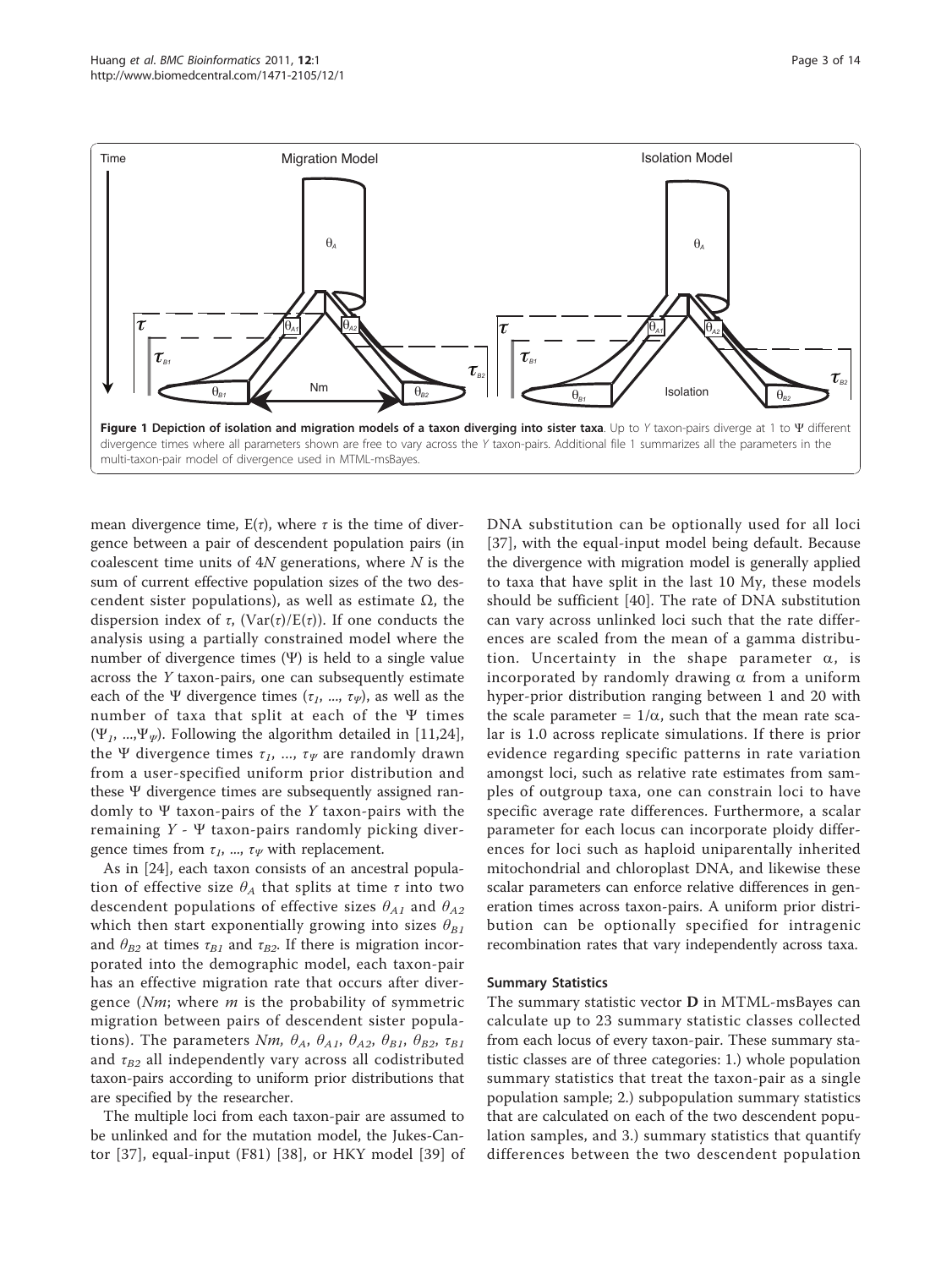**Figure 1 Depiction of isolation and migration models of a taxon diverging into sister taxa**. Up to $Y$ taxon-pairs diverge at 1 to $\Psi$ different divergence times where all parameters shown are free to vary across the $Y$ taxon-pairs. Additional file 1 summarizes all the parameters in the multi-taxon-pair model of divergence used in MTML-msBayes.

mean divergence time, $E(\tau)$, where $\tau$ is the time of divergence between a pair of descendent population pairs (in coalescent time units of $4N$ generations, where $N$ is the sum of current effective population sizes of the two descendent sister populations), as well as estimate $\Omega$, the dispersion index of $\tau$, $(Var(\tau)/E(\tau))$. If one conducts the analysis using a partially constrained model where the number of divergence times ($\Psi$) is held to a single value across the $Y$ taxon-pairs, one can subsequently estimate each of the $\Psi$ divergence times ($\tau_1, ..., \tau_\Psi$), as well as the number of taxa that split at each of the $\Psi$ times ($\Psi_1, ...,\Psi_\Psi$). Following the algorithm detailed in [11,24], the $\Psi$ divergence times $\tau_1, ..., \tau_\Psi$ are randomly drawn from a user-specified uniform prior distribution and these $\Psi$ divergence times are subsequently assigned randomly to $\Psi$ taxon-pairs of the $Y$ taxon-pairs with the remaining $Y$ - $\Psi$ taxon-pairs randomly picking divergence times from $\tau_1, ..., \tau_\Psi$ with replacement.

As in [24], each taxon consists of an ancestral population of effective size $\theta_A$ that splits at time $\tau$ into two descendent populations of effective sizes $\theta_{A1}$ and $\theta_{A2}$ which then start exponentially growing into sizes $\theta_{B1}$ and $\theta_{B2}$ at times $\tau_{B1}$ and $\tau_{B2}$. If there is migration incorporated into the demographic model, each taxon-pair has an effective migration rate that occurs after divergence ($Nm$; where $m$ is the probability of symmetric migration between pairs of descendent sister populations). The parameters $Nm$, $\theta_A$, $\theta_{A1}$, $\theta_{A2}$, $\theta_{B1}$, $\theta_{B2}$, $\tau_{B1}$ and $\tau_{B2}$ all independently vary across all codistributed taxon-pairs according to uniform prior distributions that are specified by the researcher.

The multiple loci from each taxon-pair are assumed to be unlinked and for the mutation model, the Jukes-Cantor [37], equal-input (F81) [38], or HKY model [39] of DNA substitution can be optionally used for all loci [37], with the equal-input model being default. Because the divergence with migration model is generally applied to taxa that have split in the last 10 My, these models should be sufficient [40]. The rate of DNA substitution can vary across unlinked loci such that the rate differences are scaled from the mean of a gamma distribution. Uncertainty in the shape parameter $\alpha$, is incorporated by randomly drawing $\alpha$ from a uniform hyper-prior distribution ranging between 1 and 20 with the scale parameter = $1/\alpha$, such that the mean rate scalar is 1.0 across replicate simulations. If there is prior evidence regarding specific patterns in rate variation amongst loci, such as relative rate estimates from samples of outgroup taxa, one can constrain loci to have specific average rate differences. Furthermore, a scalar parameter for each locus can incorporate ploidy differences for loci such as haploid uniparentally inherited mitochondrial and chloroplast DNA, and likewise these scalar parameters can enforce relative differences in generation times across taxon-pairs. A uniform prior distribution can be optionally specified for intragenic recombination rates that vary independently across taxa.

#### Summary Statistics

The summary statistic vector **D** in MTML-msBayes can calculate up to 23 summary statistic classes collected from each locus of every taxon-pair. These summary statistic classes are of three categories: 1.) whole population summary statistics that treat the taxon-pair as a single population sample; 2.) subpopulation summary statistics that are calculated on each of the two descendent population samples, and 3.) summary statistics that quantify differences between the two descendent population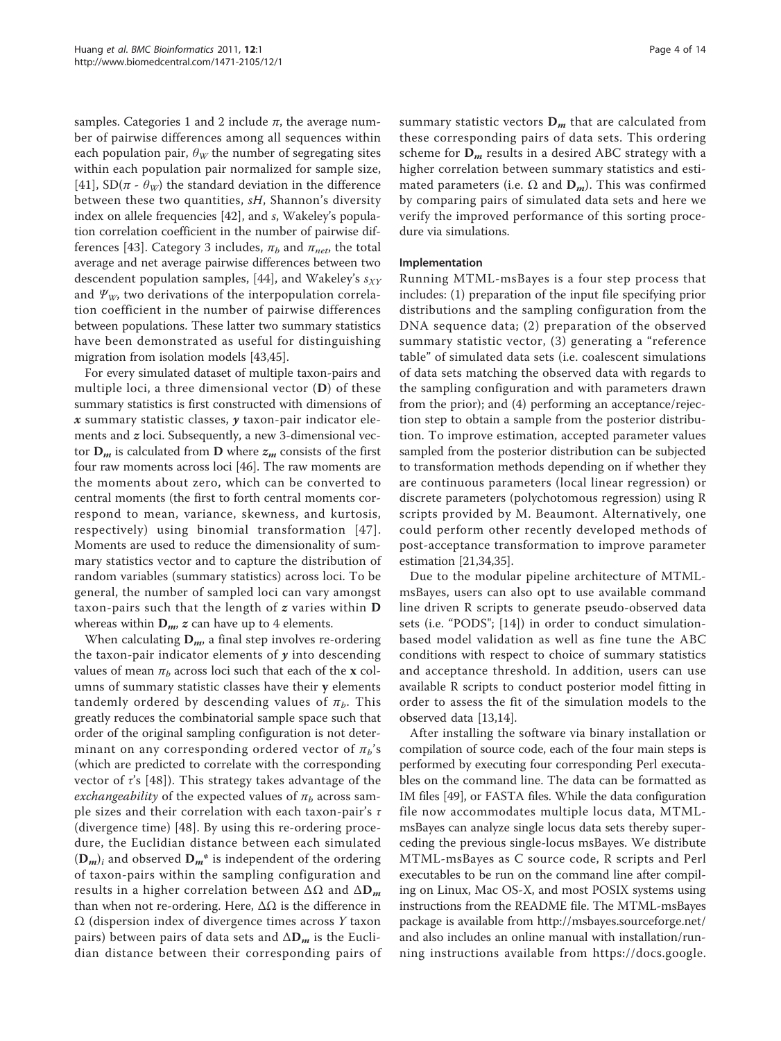samples. Categories 1 and 2 include $\pi$, the average number of pairwise differences among all sequences within each population pair, $\theta_W$ the number of segregating sites within each population pair normalized for sample size, [41], SD($\pi$ - $\theta_W$) the standard deviation in the difference between these two quantities, *sH*, Shannon's diversity index on allele frequencies [42], and *s*, Wakeley's population correlation coefficient in the number of pairwise differences [43]. Category 3 includes, $\pi_b$ and $\pi_{net}$, the total average and net average pairwise differences between two descendent population samples, [44], and Wakeley's $s_{XY}$ and $\Psi_W$, two derivations of the interpopulation correlation coefficient in the number of pairwise differences between populations. These latter two summary statistics have been demonstrated as useful for distinguishing migration from isolation models [43,45].

For every simulated dataset of multiple taxon-pairs and multiple loci, a three dimensional vector (**D**) of these summary statistics is first constructed with dimensions of $\boldsymbol{x}$ summary statistic classes, $\boldsymbol{y}$ taxon-pair indicator elements and $\boldsymbol{z}$ loci. Subsequently, a new 3-dimensional vector $\mathbf{D}_m$ is calculated from **D** where $\boldsymbol{z}_m$ consists of the first four raw moments across loci [46]. The raw moments are the moments about zero, which can be converted to central moments (the first to forth central moments correspond to mean, variance, skewness, and kurtosis, respectively) using binomial transformation [47]. Moments are used to reduce the dimensionality of summary statistics vector and to capture the distribution of random variables (summary statistics) across loci. To be general, the number of sampled loci can vary amongst taxon-pairs such that the length of $\boldsymbol{z}$ varies within **D** whereas within $\mathbf{D}_m$, $\boldsymbol{z}$ can have up to 4 elements.

When calculating $\mathbf{D}_m$, a final step involves re-ordering the taxon-pair indicator elements of $\boldsymbol{y}$ into descending values of mean $\pi_b$ across loci such that each of the **x** columns of summary statistic classes have their **y** elements tandemly ordered by descending values of $\pi_b$. This greatly reduces the combinatorial sample space such that order of the original sampling configuration is not determinant on any corresponding ordered vector of $\pi_b$'s (which are predicted to correlate with the corresponding vector of $\tau$'s [48]). This strategy takes advantage of the *exchangeability* of the expected values of $\pi_b$ across sample sizes and their correlation with each taxon-pair's $\tau$ (divergence time) [48]. By using this re-ordering procedure, the Euclidian distance between each simulated $(\mathbf{D}_m)_i$ and observed $\mathbf{D}_m$* is independent of the ordering of taxon-pairs within the sampling configuration and results in a higher correlation between $\Delta\Omega$ and $\Delta\mathbf{D}_m$ than when not re-ordering. Here, $\Delta\Omega$ is the difference in $\Omega$ (dispersion index of divergence times across $Y$ taxon pairs) between pairs of data sets and $\Delta\mathbf{D}_m$ is the Euclidian distance between their corresponding pairs of summary statistic vectors $\mathbf{D}_m$ that are calculated from these corresponding pairs of data sets. This ordering scheme for $\mathbf{D}_m$ results in a desired ABC strategy with a higher correlation between summary statistics and estimated parameters (i.e. $\Omega$ and $\mathbf{D}_m$). This was confirmed by comparing pairs of simulated data sets and here we verify the improved performance of this sorting procedure via simulations.

## Implementation

Running MTML-msBayes is a four step process that includes: (1) preparation of the input file specifying prior distributions and the sampling configuration from the DNA sequence data; (2) preparation of the observed summary statistic vector, (3) generating a "reference table" of simulated data sets (i.e. coalescent simulations of data sets matching the observed data with regards to the sampling configuration and with parameters drawn from the prior); and (4) performing an acceptance/rejection step to obtain a sample from the posterior distribution. To improve estimation, accepted parameter values sampled from the posterior distribution can be subjected to transformation methods depending on if whether they are continuous parameters (local linear regression) or discrete parameters (polychotomous regression) using R scripts provided by M. Beaumont. Alternatively, one could perform other recently developed methods of post-acceptance transformation to improve parameter estimation [21,34,35].

Due to the modular pipeline architecture of MTML-msBayes, users can also opt to use available command line driven R scripts to generate pseudo-observed data sets (i.e. "PODS"; [14]) in order to conduct simulation-based model validation as well as fine tune the ABC conditions with respect to choice of summary statistics and acceptance threshold. In addition, users can use available R scripts to conduct posterior model fitting in order to assess the fit of the simulation models to the observed data [13,14].

After installing the software via binary installation or compilation of source code, each of the four main steps is performed by executing four corresponding Perl executables on the command line. The data can be formatted as IM files [49], or FASTA files. While the data configuration file now accommodates multiple locus data, MTML-msBayes can analyze single locus data sets thereby superceding the previous single-locus msBayes. We distribute MTML-msBayes as C source code, R scripts and Perl executables to be run on the command line after compiling on Linux, Mac OS-X, and most POSIX systems using instructions from the README file. The MTML-msBayes package is available from http://msbayes.sourceforge.net/ and also includes an online manual with installation/running instructions available from https://docs.google.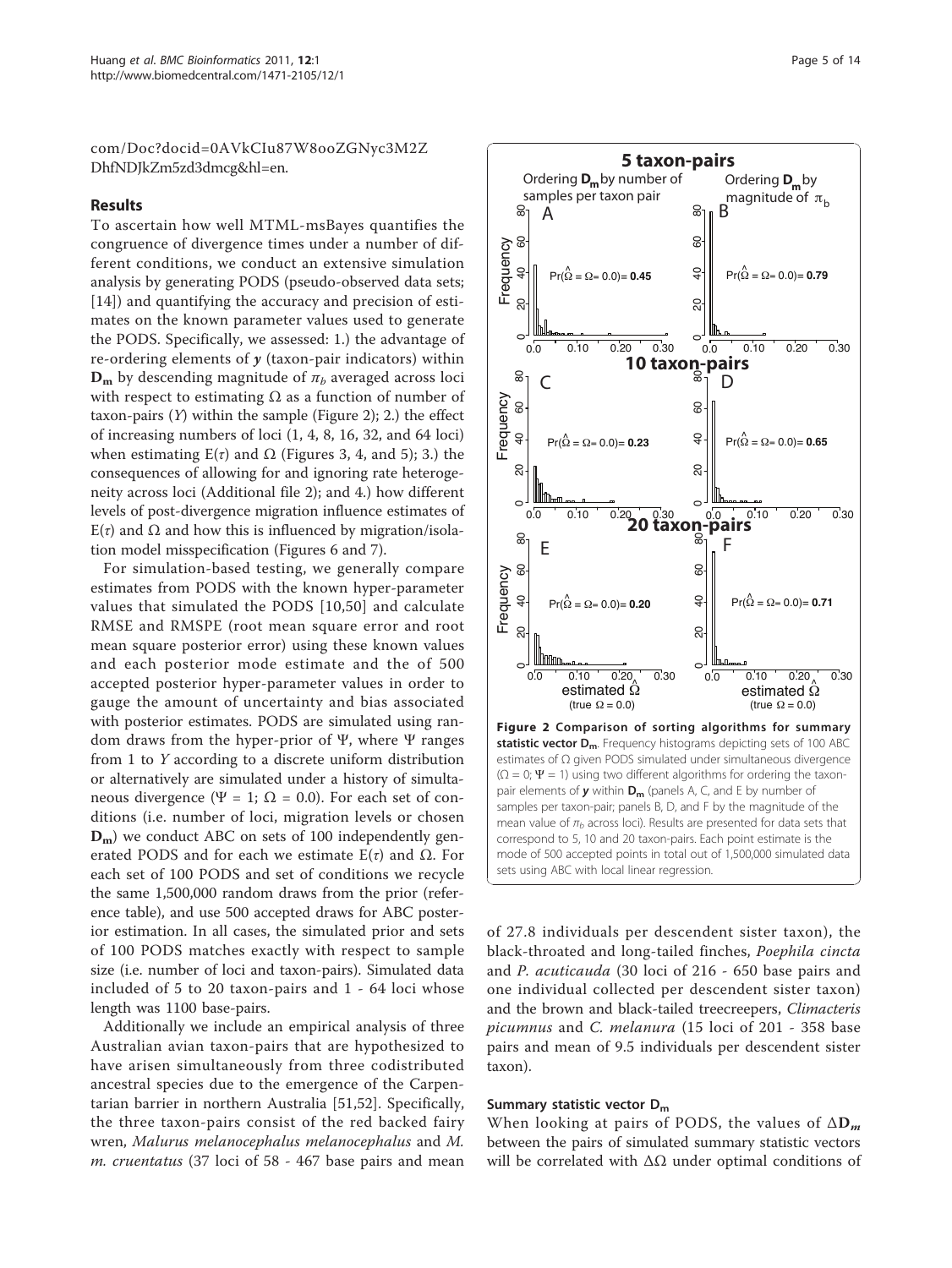com/Doc?docid=0AVkCIu87W8ooZGNyc3M2ZDhfNDJkZm5zd3dmcg&hl=en.

## Results

To ascertain how well MTML-msBayes quantifies the congruence of divergence times under a number of different conditions, we conduct an extensive simulation analysis by generating PODS (pseudo-observed data sets; [14]) and quantifying the accuracy and precision of estimates on the known parameter values used to generate the PODS. Specifically, we assessed: 1.) the advantage of re-ordering elements of $\boldsymbol{y}$ (taxon-pair indicators) within $\mathbf{D_m}$ by descending magnitude of $\pi_b$ averaged across loci with respect to estimating $\Omega$ as a function of number of taxon-pairs ($Y$) within the sample (Figure 2); 2.) the effect of increasing numbers of loci (1, 4, 8, 16, 32, and 64 loci) when estimating $E(\tau)$ and $\Omega$ (Figures 3, 4, and 5); 3.) the consequences of allowing for and ignoring rate heterogeneity across loci (Additional file 2); and 4.) how different levels of post-divergence migration influence estimates of $E(\tau)$ and $\Omega$ and how this is influenced by migration/isolation model misspecification (Figures 6 and 7).

For simulation-based testing, we generally compare estimates from PODS with the known hyper-parameter values that simulated the PODS [10,50] and calculate RMSE and RMSPE (root mean square error and root mean square posterior error) using these known values and each posterior mode estimate and the of 500 accepted posterior hyper-parameter values in order to gauge the amount of uncertainty and bias associated with posterior estimates. PODS are simulated using random draws from the hyper-prior of $\Psi$, where $\Psi$ ranges from 1 to $Y$ according to a discrete uniform distribution or alternatively are simulated under a history of simultaneous divergence ($\Psi = 1$; $\Omega = 0.0$). For each set of conditions (i.e. number of loci, migration levels or chosen $\mathbf{D_m}$) we conduct ABC on sets of 100 independently generated PODS and for each we estimate $E(\tau)$ and $\Omega$. For each set of 100 PODS and set of conditions we recycle the same 1,500,000 random draws from the prior (reference table), and use 500 accepted draws for ABC posterior estimation. In all cases, the simulated prior and sets of 100 PODS matches exactly with respect to sample size (i.e. number of loci and taxon-pairs). Simulated data included of 5 to 20 taxon-pairs and 1 - 64 loci whose length was 1100 base-pairs.

Additionally we include an empirical analysis of three Australian avian taxon-pairs that are hypothesized to have arisen simultaneously from three codistributed ancestral species due to the emergence of the Carpentarian barrier in northern Australia [51,52]. Specifically, the three taxon-pairs consist of the red backed fairy wren, *Malurus melanocephalus melanocephalus* and *M. m. cruentatus* (37 loci of 58 - 467 base pairs and mean of 27.8 individuals per descendent sister taxon), the black-throated and long-tailed finches, *Poephila cincta* and *P. acuticauda* (30 loci of 216 - 650 base pairs and one individual collected per descendent sister taxon) and the brown and black-tailed treecreepers, *Climacteris picumnus* and *C. melanura* (15 loci of 201 - 358 base pairs and mean of 9.5 individuals per descendent sister taxon).

**Figure 2 Comparison of sorting algorithms for summary statistic vector $\mathbf{D_m}$.** Frequency histograms depicting sets of 100 ABC estimates of $\Omega$ given PODS simulated under simultaneous divergence ($\Omega = 0$; $\Psi = 1$) using two different algorithms for ordering the taxon-pair elements of $\boldsymbol{y}$ within $\mathbf{D_m}$ (panels A, C, and E by number of samples per taxon-pair; panels B, D, and F by the magnitude of the mean value of $\pi_b$ across loci). Results are presented for data sets that correspond to 5, 10 and 20 taxon-pairs. Each point estimate is the mode of 500 accepted points in total out of 1,500,000 simulated data sets using ABC with local linear regression.

### Summary statistic vector $\mathbf{D_m}$

When looking at pairs of PODS, the values of $\Delta\mathbf{D_m}$ between the pairs of simulated summary statistic vectors will be correlated with $\Delta\Omega$ under optimal conditions of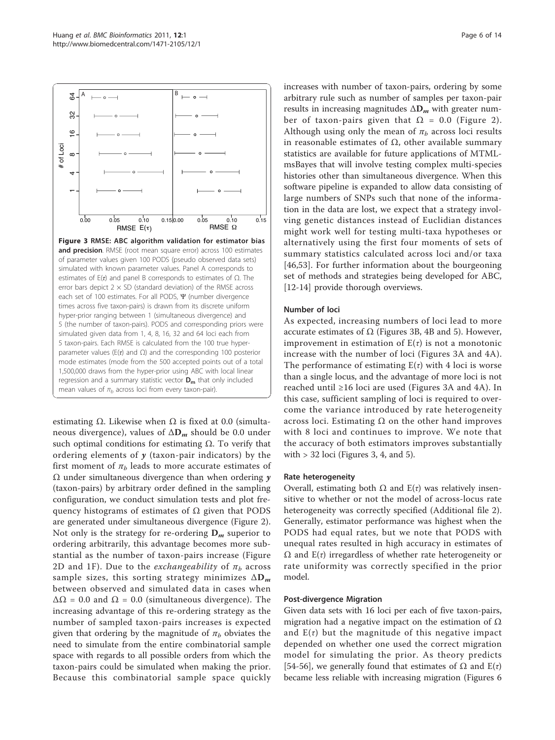**Figure 3 RMSE: ABC algorithm validation for estimator bias and precision**. RMSE (root mean square error) across 100 estimates of parameter values given 100 PODS (pseudo observed data sets) simulated with known parameter values. Panel A corresponds to estimates of E($\tau$) and panel B corresponds to estimates of $\Omega$. The error bars depict 2 × SD (standard deviation) of the RMSE across each set of 100 estimates. For all PODS, $\Psi$ (number divergence times across five taxon-pairs) is drawn from its discrete uniform hyper-prior ranging between 1 (simultaneous divergence) and 5 (the number of taxon-pairs). PODS and corresponding priors were simulated given data from 1, 4, 8, 16, 32 and 64 loci each from 5 taxon-pairs. Each RMSE is calculated from the 100 true hyper-parameter values (E($\tau$) and $\Omega$) and the corresponding 100 posterior mode estimates (mode from the 500 accepted points out of a total 1,500,000 draws from the hyper-prior using ABC with local linear regression and a summary statistic vector $\mathbf{D_m}$ that only included mean values of $\pi_b$ across loci from every taxon-pair).

estimating $\Omega$. Likewise when $\Omega$ is fixed at 0.0 (simultaneous divergence), values of $\Delta\mathbf{D_m}$ should be 0.0 under such optimal conditions for estimating $\Omega$. To verify that ordering elements of $\boldsymbol{y}$ (taxon-pair indicators) by the first moment of $\pi_b$ leads to more accurate estimates of $\Omega$ under simultaneous divergence than when ordering $\boldsymbol{y}$ (taxon-pairs) by arbitrary order defined in the sampling configuration, we conduct simulation tests and plot frequency histograms of estimates of $\Omega$ given that PODS are generated under simultaneous divergence (Figure 2). Not only is the strategy for re-ordering $\mathbf{D_m}$ superior to ordering arbitrarily, this advantage becomes more substantial as the number of taxon-pairs increase (Figure 2D and 1F). Due to the *exchangeability* of $\pi_b$ across sample sizes, this sorting strategy minimizes $\Delta\mathbf{D_m}$ between observed and simulated data in cases when $\Delta\Omega$ = 0.0 and $\Omega$ = 0.0 (simultaneous divergence). The increasing advantage of this re-ordering strategy as the number of sampled taxon-pairs increases is expected given that ordering by the magnitude of $\pi_b$ obviates the need to simulate from the entire combinatorial sample space with regards to all possible orders from which the taxon-pairs could be simulated when making the prior. Because this combinatorial sample space quickly increases with number of taxon-pairs, ordering by some arbitrary rule such as number of samples per taxon-pair results in increasing magnitudes $\Delta\mathbf{D_m}$ with greater number of taxon-pairs given that $\Omega$ = 0.0 (Figure 2). Although using only the mean of $\pi_b$ across loci results in reasonable estimates of $\Omega$, other available summary statistics are available for future applications of MTML-msBayes that will involve testing complex multi-species histories other than simultaneous divergence. When this software pipeline is expanded to allow data consisting of large numbers of SNPs such that none of the information in the data are lost, we expect that a strategy involving genetic distances instead of Euclidian distances might work well for testing multi-taxa hypotheses or alternatively using the first four moments of sets of summary statistics calculated across loci and/or taxa [46,53]. For further information about the bourgeoning set of methods and strategies being developed for ABC, [12-14] provide thorough overviews.

### Number of loci

As expected, increasing numbers of loci lead to more accurate estimates of $\Omega$ (Figures 3B, 4B and 5). However, improvement in estimation of E($\tau$) is not a monotonic increase with the number of loci (Figures 3A and 4A). The performance of estimating E($\tau$) with 4 loci is worse than a single locus, and the advantage of more loci is not reached until ≥16 loci are used (Figures 3A and 4A). In this case, sufficient sampling of loci is required to overcome the variance introduced by rate heterogeneity across loci. Estimating $\Omega$ on the other hand improves with 8 loci and continues to improve. We note that the accuracy of both estimators improves substantially with > 32 loci (Figures 3, 4, and 5).

### Rate heterogeneity

Overall, estimating both $\Omega$ and E($\tau$) was relatively insensitive to whether or not the model of across-locus rate heterogeneity was correctly specified (Additional file 2). Generally, estimator performance was highest when the PODS had equal rates, but we note that PODS with unequal rates resulted in high accuracy in estimates of $\Omega$ and E($\tau$) irregardless of whether rate heterogeneity or rate uniformity was correctly specified in the prior model.

### Post-divergence Migration

Given data sets with 16 loci per each of five taxon-pairs, migration had a negative impact on the estimation of $\Omega$ and E($\tau$) but the magnitude of this negative impact depended on whether one used the correct migration model for simulating the prior. As theory predicts [54-56], we generally found that estimates of $\Omega$ and E($\tau$) became less reliable with increasing migration (Figures 6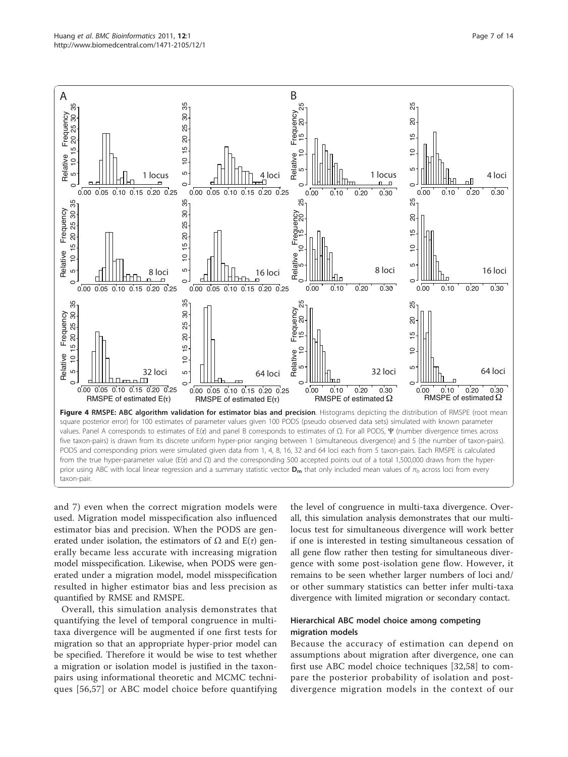**Figure 4 RMSPE: ABC algorithm validation for estimator bias and precision**. Histograms depicting the distribution of RMSPE (root mean square posterior error) for 100 estimates of parameter values given 100 PODS (pseudo observed data sets) simulated with known parameter values. Panel A corresponds to estimates of E($\tau$) and panel B corresponds to estimates of $\Omega$. For all PODS, $\Psi$ (number divergence times across five taxon-pairs) is drawn from its discrete uniform hyper-prior ranging between 1 (simultaneous divergence) and 5 (the number of taxon-pairs). PODS and corresponding priors were simulated given data from 1, 4, 8, 16, 32 and 64 loci each from 5 taxon-pairs. Each RMSPE is calculated from the true hyper-parameter value (E($\tau$) and $\Omega$) and the corresponding 500 accepted points out of a total 1,500,000 draws from the hyper-prior using ABC with local linear regression and a summary statistic vector $\mathbf{D_m}$ that only included mean values of $\pi_b$ across loci from every taxon-pair.

and 7) even when the correct migration models were used. Migration model misspecification also influenced estimator bias and precision. When the PODS are generated under isolation, the estimators of $\Omega$ and E($\tau$) generally became less accurate with increasing migration model misspecification. Likewise, when PODS were generated under a migration model, model misspecification resulted in higher estimator bias and less precision as quantified by RMSE and RMSPE.

Overall, this simulation analysis demonstrates that quantifying the level of temporal congruence in multi-taxa divergence will be augmented if one first tests for migration so that an appropriate hyper-prior model can be specified. Therefore it would be wise to test whether a migration or isolation model is justified in the taxon-pairs using informational theoretic and MCMC techniques [56,57] or ABC model choice before quantifying the level of congruence in multi-taxa divergence. Overall, this simulation analysis demonstrates that our multi-locus test for simultaneous divergence will work better if one is interested in testing simultaneous cessation of all gene flow rather then testing for simultaneous divergence with some post-isolation gene flow. However, it remains to be seen whether larger numbers of loci and/or other summary statistics can better infer multi-taxa divergence with limited migration or secondary contact.

### Hierarchical ABC model choice among competing migration models

Because the accuracy of estimation can depend on assumptions about migration after divergence, one can first use ABC model choice techniques [32,58] to compare the posterior probability of isolation and post-divergence migration models in the context of our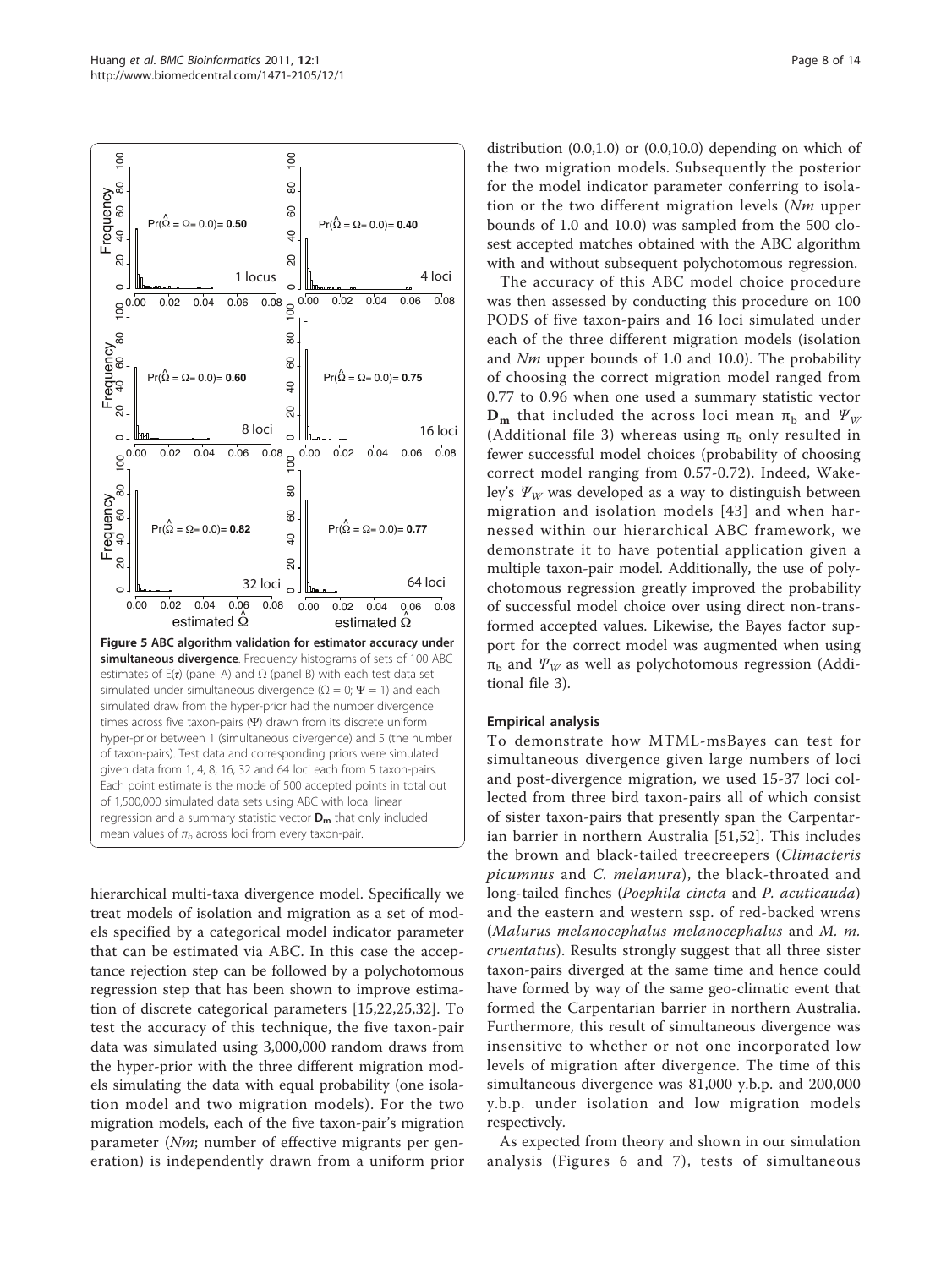**Figure 5 ABC algorithm validation for estimator accuracy under simultaneous divergence**. Frequency histograms of sets of 100 ABC estimates of E(τ) (panel A) and Ω (panel B) with each test data set simulated under simultaneous divergence (Ω = 0; Ψ = 1) and each simulated draw from the hyper-prior had the number divergence times across five taxon-pairs (Ψ) drawn from its discrete uniform hyper-prior between 1 (simultaneous divergence) and 5 (the number of taxon-pairs). Test data and corresponding priors were simulated given data from 1, 4, 8, 16, 32 and 64 loci each from 5 taxon-pairs. Each point estimate is the mode of 500 accepted points in total out of 1,500,000 simulated data sets using ABC with local linear regression and a summary statistic vector $\mathbf{D_m}$ that only included mean values of $\pi_b$ across loci from every taxon-pair.

hierarchical multi-taxa divergence model. Specifically we treat models of isolation and migration as a set of models specified by a categorical model indicator parameter that can be estimated via ABC. In this case the acceptance rejection step can be followed by a polychotomous regression step that has been shown to improve estimation of discrete categorical parameters [15,22,25,32]. To test the accuracy of this technique, the five taxon-pair data was simulated using 3,000,000 random draws from the hyper-prior with the three different migration models simulating the data with equal probability (one isolation model and two migration models). For the two migration models, each of the five taxon-pair's migration parameter (*Nm*; number of effective migrants per generation) is independently drawn from a uniform prior distribution (0.0,1.0) or (0.0,10.0) depending on which of the two migration models. Subsequently the posterior for the model indicator parameter conferring to isolation or the two different migration levels (*Nm* upper bounds of 1.0 and 10.0) was sampled from the 500 closest accepted matches obtained with the ABC algorithm with and without subsequent polychotomous regression.

The accuracy of this ABC model choice procedure was then assessed by conducting this procedure on 100 PODS of five taxon-pairs and 16 loci simulated under each of the three different migration models (isolation and *Nm* upper bounds of 1.0 and 10.0). The probability of choosing the correct migration model ranged from 0.77 to 0.96 when one used a summary statistic vector $\mathbf{D_m}$ that included the across loci mean $\pi_b$ and $\Psi_W$ (Additional file 3) whereas using $\pi_b$ only resulted in fewer successful model choices (probability of choosing correct model ranging from 0.57-0.72). Indeed, Wakeley's $\Psi_W$ was developed as a way to distinguish between migration and isolation models [43] and when harnessed within our hierarchical ABC framework, we demonstrate it to have potential application given a multiple taxon-pair model. Additionally, the use of polychotomous regression greatly improved the probability of successful model choice over using direct non-transformed accepted values. Likewise, the Bayes factor support for the correct model was augmented when using $\pi_b$ and $\Psi_W$ as well as polychotomous regression (Additional file 3).

### Empirical analysis

To demonstrate how MTML-msBayes can test for simultaneous divergence given large numbers of loci and post-divergence migration, we used 15-37 loci collected from three bird taxon-pairs all of which consist of sister taxon-pairs that presently span the Carpentarian barrier in northern Australia [51,52]. This includes the brown and black-tailed treecreepers (*Climacteris picumnus* and *C. melanura*), the black-throated and long-tailed finches (*Poephila cincta* and *P. acuticauda*) and the eastern and western ssp. of red-backed wrens (*Malurus melanocephalus melanocephalus* and *M. m. cruentatus*). Results strongly suggest that all three sister taxon-pairs diverged at the same time and hence could have formed by way of the same geo-climatic event that formed the Carpentarian barrier in northern Australia. Furthermore, this result of simultaneous divergence was insensitive to whether or not one incorporated low levels of migration after divergence. The time of this simultaneous divergence was 81,000 y.b.p. and 200,000 y.b.p. under isolation and low migration models respectively.

As expected from theory and shown in our simulation analysis (Figures 6 and 7), tests of simultaneous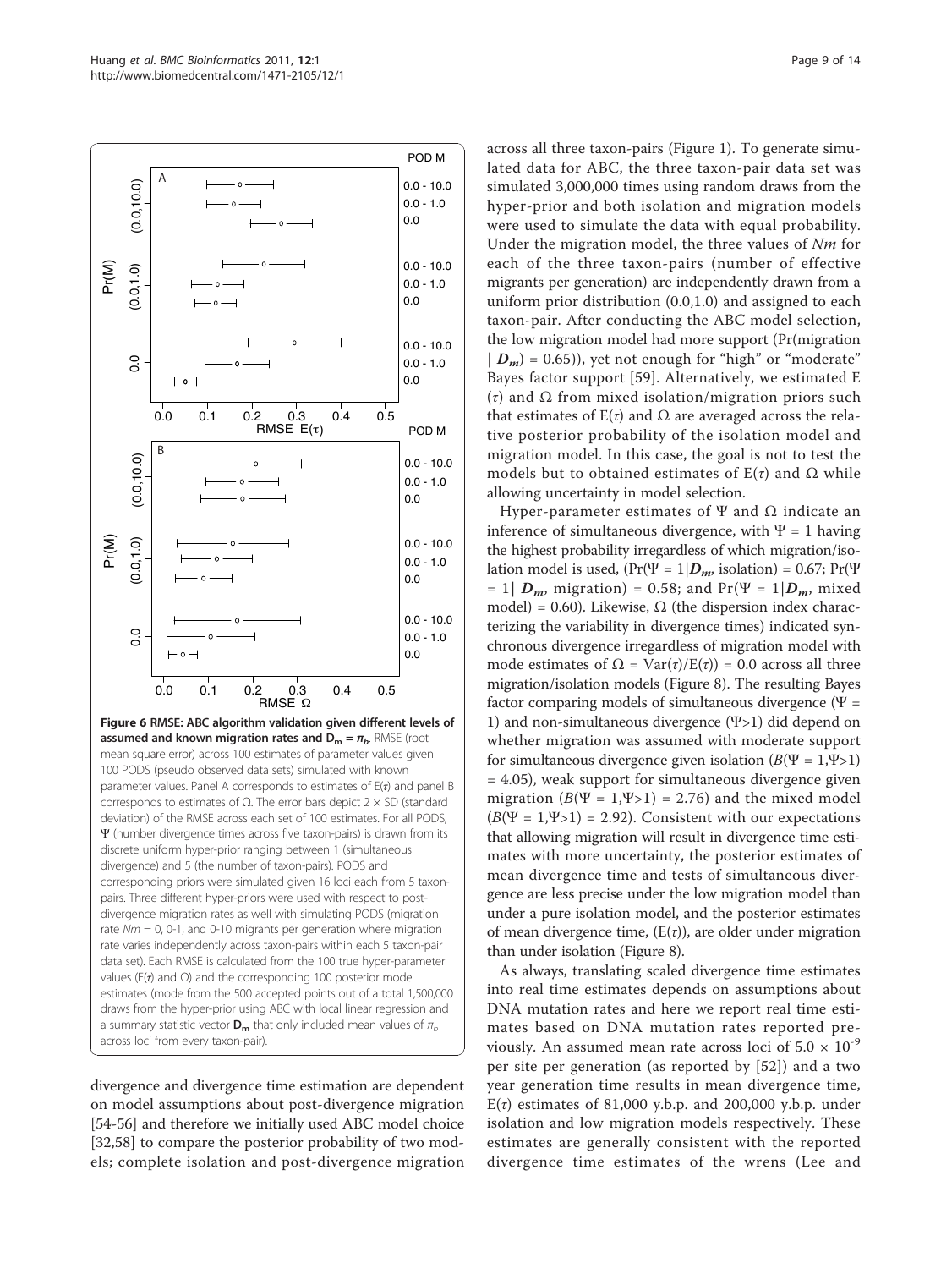**Figure 6 RMSE: ABC algorithm validation given different levels of assumed and known migration rates and $\mathbf{D_m} = \pi_b$.** RMSE (root mean square error) across 100 estimates of parameter values given 100 PODS (pseudo observed data sets) simulated with known parameter values. Panel A corresponds to estimates of $E(\tau)$ and panel B corresponds to estimates of $\Omega$. The error bars depict $2 \times$ SD (standard deviation) of the RMSE across each set of 100 estimates. For all PODS, $\Psi$ (number divergence times across five taxon-pairs) is drawn from its discrete uniform hyper-prior ranging between 1 (simultaneous divergence) and 5 (the number of taxon-pairs). PODS and corresponding priors were simulated given 16 loci each from 5 taxon-pairs. Three different hyper-priors were used with respect to post-divergence migration rates as well with simulating PODS (migration rate $Nm$ = 0, 0-1, and 0-10 migrants per generation where migration rate varies independently across taxon-pairs within each 5 taxon-pair data set). Each RMSE is calculated from the 100 true hyper-parameter values ($E(\tau)$ and $\Omega$) and the corresponding 100 posterior mode estimates (mode from the 500 accepted points out of a total 1,500,000 draws from the hyper-prior using ABC with local linear regression and a summary statistic vector $\mathbf{D_m}$ that only included mean values of $\pi_b$ across loci from every taxon-pair).

divergence and divergence time estimation are dependent on model assumptions about post-divergence migration [54-56] and therefore we initially used ABC model choice [32,58] to compare the posterior probability of two models; complete isolation and post-divergence migration across all three taxon-pairs (Figure 1). To generate simulated data for ABC, the three taxon-pair data set was simulated 3,000,000 times using random draws from the hyper-prior and both isolation and migration models were used to simulate the data with equal probability. Under the migration model, the three values of $Nm$ for each of the three taxon-pairs (number of effective migrants per generation) are independently drawn from a uniform prior distribution (0.0,1.0) and assigned to each taxon-pair. After conducting the ABC model selection, the low migration model had more support (Pr(migration | $\boldsymbol{D_m}$) = 0.65)), yet not enough for "high" or "moderate" Bayes factor support [59]. Alternatively, we estimated $E(\tau)$ and $\Omega$ from mixed isolation/migration priors such that estimates of $E(\tau)$ and $\Omega$ are averaged across the relative posterior probability of the isolation model and migration model. In this case, the goal is not to test the models but to obtained estimates of $E(\tau)$ and $\Omega$ while allowing uncertainty in model selection.

Hyper-parameter estimates of $\Psi$ and $\Omega$ indicate an inference of simultaneous divergence, with $\Psi = 1$ having the highest probability irregardless of which migration/isolation model is used, ($\Pr(\Psi = 1|\boldsymbol{D_m}, \text{isolation}) = 0.67$; $\Pr(\Psi = 1|\boldsymbol{D_m}, \text{migration}) = 0.58$; and $\Pr(\Psi = 1|\boldsymbol{D_m}, \text{mixed model}) = 0.60$). Likewise, $\Omega$ (the dispersion index characterizing the variability in divergence times) indicated synchronous divergence irregardless of migration model with mode estimates of $\Omega = \mathrm{Var}(\tau)/E(\tau)) = 0.0$ across all three migration/isolation models (Figure 8). The resulting Bayes factor comparing models of simultaneous divergence ($\Psi$ = 1) and non-simultaneous divergence ($\Psi$>1) did depend on whether migration was assumed with moderate support for simultaneous divergence given isolation ($B(\Psi = 1, \Psi > 1) = 4.05$), weak support for simultaneous divergence given migration ($B(\Psi = 1, \Psi > 1) = 2.76$) and the mixed model ($B(\Psi = 1, \Psi > 1) = 2.92$). Consistent with our expectations that allowing migration will result in divergence time estimates with more uncertainty, the posterior estimates of mean divergence time and tests of simultaneous divergence are less precise under the low migration model than under a pure isolation model, and the posterior estimates of mean divergence time, ($E(\tau)$), are older under migration than under isolation (Figure 8).

As always, translating scaled divergence time estimates into real time estimates depends on assumptions about DNA mutation rates and here we report real time estimates based on DNA mutation rates reported previously. An assumed mean rate across loci of $5.0 \times 10^{-9}$ per site per generation (as reported by [52]) and a two year generation time results in mean divergence time, $E(\tau)$ estimates of 81,000 y.b.p. and 200,000 y.b.p. under isolation and low migration models respectively. These estimates are generally consistent with the reported divergence time estimates of the wrens (Lee and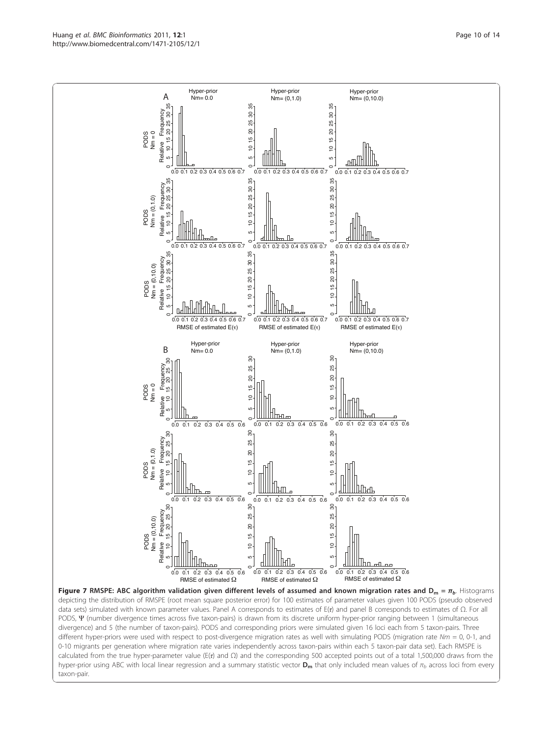**Figure 7 RMSPE: ABC algorithm validation given different levels of assumed and known migration rates and $D_m = \pi_b$.** Histograms depicting the distribution of RMSPE (root mean square posterior error) for 100 estimates of parameter values given 100 PODS (pseudo observed data sets) simulated with known parameter values. Panel A corresponds to estimates of E($\tau$) and panel B corresponds to estimates of $\Omega$. For all PODS, $\Psi$ (number divergence times across five taxon-pairs) is drawn from its discrete uniform hyper-prior ranging between 1 (simultaneous divergence) and 5 (the number of taxon-pairs). PODS and corresponding priors were simulated given 16 loci each from 5 taxon-pairs. Three different hyper-priors were used with respect to post-divergence migration rates as well with simulating PODS (migration rate *Nm* = 0, 0-1, and 0-10 migrants per generation where migration rate varies independently across taxon-pairs within each 5 taxon-pair data set). Each RMSPE is calculated from the true hyper-parameter value (E($\tau$) and $\Omega$) and the corresponding 500 accepted points out of a total 1,500,000 draws from the hyper-prior using ABC with local linear regression and a summary statistic vector $\mathbf{D_m}$ that only included mean values of $\pi_b$ across loci from every taxon-pair.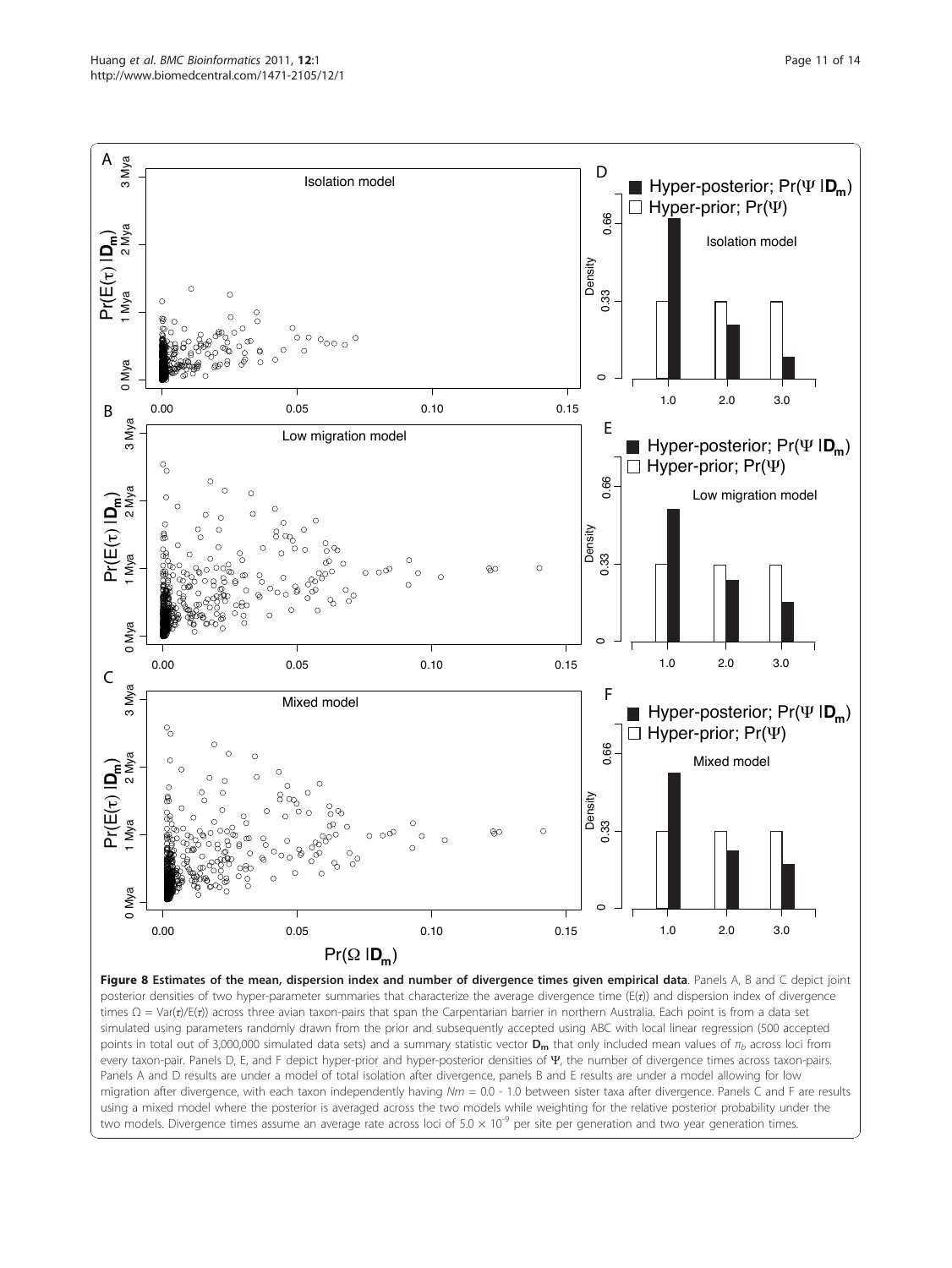**Figure 8 Estimates of the mean, dispersion index and number of divergence times given empirical data**. Panels A, B and C depict joint posterior densities of two hyper-parameter summaries that characterize the average divergence time ($E(\tau)$) and dispersion index of divergence times $\Omega = Var(\tau)/E(\tau)$) across three avian taxon-pairs that span the Carpentarian barrier in northern Australia. Each point is from a data set simulated using parameters randomly drawn from the prior and subsequently accepted using ABC with local linear regression (500 accepted points in total out of 3,000,000 simulated data sets) and a summary statistic vector $\mathbf{D_m}$ that only included mean values of $\pi_b$ across loci from every taxon-pair. Panels D, E, and F depict hyper-prior and hyper-posterior densities of $\Psi$, the number of divergence times across taxon-pairs. Panels A and D results are under a model of total isolation after divergence, panels B and E results are under a model allowing for low migration after divergence, with each taxon independently having $Nm$ = 0.0 - 1.0 between sister taxa after divergence. Panels C and F are results using a mixed model where the posterior is averaged across the two models while weighting for the relative posterior probability under the two models. Divergence times assume an average rate across loci of $5.0 \times 10^{-9}$ per site per generation and two year generation times.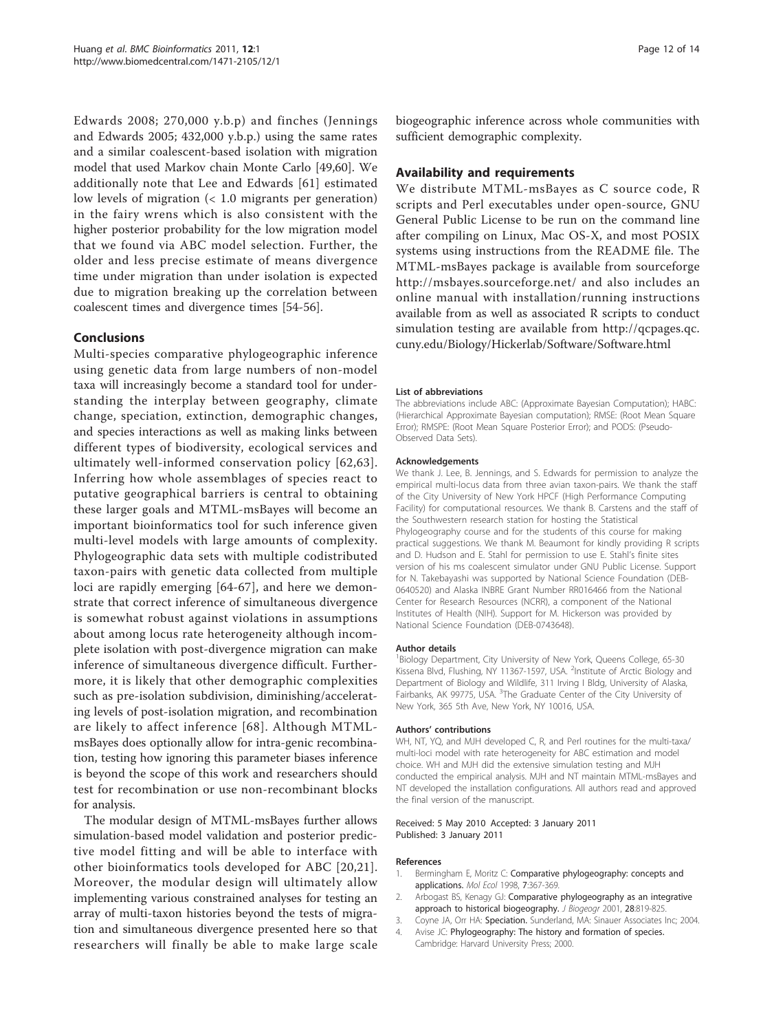Edwards 2008; 270,000 y.b.p) and finches (Jennings and Edwards 2005; 432,000 y.b.p.) using the same rates and a similar coalescent-based isolation with migration model that used Markov chain Monte Carlo [49,60]. We additionally note that Lee and Edwards [61] estimated low levels of migration (< 1.0 migrants per generation) in the fairy wrens which is also consistent with the higher posterior probability for the low migration model that we found via ABC model selection. Further, the older and less precise estimate of means divergence time under migration than under isolation is expected due to migration breaking up the correlation between coalescent times and divergence times [54-56].

## Conclusions

Multi-species comparative phylogeographic inference using genetic data from large numbers of non-model taxa will increasingly become a standard tool for understanding the interplay between geography, climate change, speciation, extinction, demographic changes, and species interactions as well as making links between different types of biodiversity, ecological services and ultimately well-informed conservation policy [62,63]. Inferring how whole assemblages of species react to putative geographical barriers is central to obtaining these larger goals and MTML-msBayes will become an important bioinformatics tool for such inference given multi-level models with large amounts of complexity. Phylogeographic data sets with multiple codistributed taxon-pairs with genetic data collected from multiple loci are rapidly emerging [64-67], and here we demonstrate that correct inference of simultaneous divergence is somewhat robust against violations in assumptions about among locus rate heterogeneity although incomplete isolation with post-divergence migration can make inference of simultaneous divergence difficult. Furthermore, it is likely that other demographic complexities such as pre-isolation subdivision, diminishing/accelerating levels of post-isolation migration, and recombination are likely to affect inference [68]. Although MTML-msBayes does optionally allow for intra-genic recombination, testing how ignoring this parameter biases inference is beyond the scope of this work and researchers should test for recombination or use non-recombinant blocks for analysis.

The modular design of MTML-msBayes further allows simulation-based model validation and posterior predictive model fitting and will be able to interface with other bioinformatics tools developed for ABC [20,21]. Moreover, the modular design will ultimately allow implementing various constrained analyses for testing an array of multi-taxon histories beyond the tests of migration and simultaneous divergence presented here so that researchers will finally be able to make large scale biogeographic inference across whole communities with sufficient demographic complexity.

## Availability and requirements

We distribute MTML-msBayes as C source code, R scripts and Perl executables under open-source, GNU General Public License to be run on the command line after compiling on Linux, Mac OS-X, and most POSIX systems using instructions from the README file. The MTML-msBayes package is available from sourceforge http://msbayes.sourceforge.net/ and also includes an online manual with installation/running instructions available from as well as associated R scripts to conduct simulation testing are available from http://qcpages.qc.cuny.edu/Biology/Hickerlab/Software/Software.html

#### List of abbreviations

The abbreviations include ABC: (Approximate Bayesian Computation); HABC: (Hierarchical Approximate Bayesian computation); RMSE: (Root Mean Square Error); RMSPE: (Root Mean Square Posterior Error); and PODS: (Pseudo-Observed Data Sets).

#### Acknowledgements

We thank J. Lee, B. Jennings, and S. Edwards for permission to analyze the empirical multi-locus data from three avian taxon-pairs. We thank the staff of the City University of New York HPCF (High Performance Computing Facility) for computational resources. We thank B. Carstens and the staff of the Southwestern research station for hosting the Statistical Phylogeography course and for the students of this course for making practical suggestions. We thank M. Beaumont for kindly providing R scripts and D. Hudson and E. Stahl for permission to use E. Stahl's finite sites version of his ms coalescent simulator under GNU Public License. Support for N. Takebayashi was supported by National Science Foundation (DEB-0640520) and Alaska INBRE Grant Number RR016466 from the National Center for Research Resources (NCRR), a component of the National Institutes of Health (NIH). Support for M. Hickerson was provided by National Science Foundation (DEB-0743648).

#### Author details

[1]Biology Department, City University of New York, Queens College, 65-30 Kissena Blvd, Flushing, NY 11367-1597, USA. [2]Institute of Arctic Biology and Department of Biology and Wildlife, 311 Irving I Bldg, University of Alaska, Fairbanks, AK 99775, USA. [3]The Graduate Center of the City University of New York, 365 5th Ave, New York, NY 10016, USA.

#### Authors' contributions

WH, NT, YQ, and MJH developed C, R, and Perl routines for the multi-taxa/multi-loci model with rate heterogeneity for ABC estimation and model choice. WH and MJH did the extensive simulation testing and MJH conducted the empirical analysis. MJH and NT maintain MTML-msBayes and NT developed the installation configurations. All authors read and approved the final version of the manuscript.

Received: 5 May 2010 Accepted: 3 January 2011
Published: 3 January 2011

#### References

1. Bermingham E, Moritz C: **Comparative phylogeography: concepts and applications.** *Mol Ecol* 1998, **7**:367-369.
2. Arbogast BS, Kenagy GJ: **Comparative phylogeography as an integrative approach to historical biogeography.** *J Biogeogr* 2001, **28**:819-825.
3. Coyne JA, Orr HA: **Speciation.** Sunderland, MA: Sinauer Associates Inc; 2004.
4. Avise JC: **Phylogeography: The history and formation of species.** Cambridge: Harvard University Press; 2000.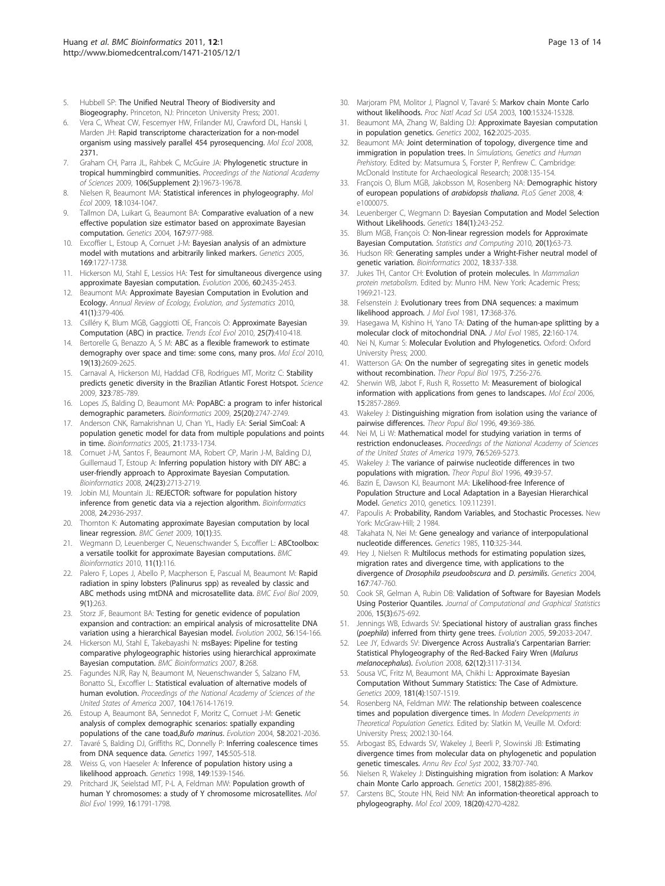5. Hubbell SP: **The Unified Neutral Theory of Biodiversity and Biogeography.** Princeton, NJ: Princeton University Press; 2001.
6. Vera C, Wheat CW, Fescemyer HW, Frilander MJ, Crawford DL, Hanski I, Marden JH: **Rapid transcriptome characterization for a non-model organism using massively parallel 454 pyrosequencing.** *Mol Ecol* 2008, 2371.
7. Graham CH, Parra JL, Rahbek C, McGuire JA: **Phylogenetic structure in tropical hummingbird communities.** *Proceedings of the National Academy of Sciences* 2009, 106(Supplement 2):19673-19678.
8. Nielsen R, Beaumont MA: **Statistical inferences in phylogeography.** *Mol Ecol* 2009, 18:1034-1047.
9. Tallmon DA, Luikart G, Beaumont BA: **Comparative evaluation of a new effective population size estimator based on approximate Bayesian computation.** *Genetics* 2004, 167:977-988.
10. Excoffier L, Estoup A, Cornuet J-M: **Bayesian analysis of an admixture model with mutations and arbitrarily linked markers.** *Genetics* 2005, 169:1727-1738.
11. Hickerson MJ, Stahl E, Lessios HA: **Test for simultaneous divergence using approximate Bayesian computation.** *Evolution* 2006, 60:2435-2453.
12. Beaumont MA: **Approximate Bayesian Computation in Evolution and Ecology.** *Annual Review of Ecology, Evolution, and Systematics* 2010, 41(1):379-406.
13. Csilléry K, Blum MGB, Gaggiotti OE, Francois O: **Approximate Bayesian Computation (ABC) in practice.** *Trends Ecol Evol* 2010, 25(7):410-418.
14. Bertorelle G, Benazzo A, S M: **ABC as a flexible framework to estimate demography over space and time: some cons, many pros.** *Mol Ecol* 2010, 19(13):2609-2625.
15. Carnaval A, Hickerson MJ, Haddad CFB, Rodrigues MT, Moritz C: **Stability predicts genetic diversity in the Brazilian Atlantic Forest Hotspot.** *Science* 2009, 323:785-789.
16. Lopes JS, Balding D, Beaumont MA: **PopABC: a program to infer historical demographic parameters.** *Bioinformatics* 2009, 25(20):2747-2749.
17. Anderson CNK, Ramakrishnan U, Chan YL, Hadly EA: **Serial SimCoal: A population genetic model for data from multiple populations and points in time.** *Bioinformatics* 2005, 21:1733-1734.
18. Cornuet J-M, Santos F, Beaumont MA, Robert CP, Marin J-M, Balding DJ, Guillemaud T, Estoup A: **Inferring population history with DIY ABC: a user-friendly approach to Approximate Bayesian Computation.** *Bioinformatics* 2008, 24(23):2713-2719.
19. Jobin MJ, Mountain JL: **REJECTOR: software for population history inference from genetic data via a rejection algorithm.** *Bioinformatics* 2008, 24:2936-2937.
20. Thornton K: **Automating approximate Bayesian computation by local linear regression.** *BMC Genet* 2009, 10(1):35.
21. Wegmann D, Leuenberger C, Neuenschwander S, Excoffier L: **ABCtoolbox: a versatile toolkit for approximate Bayesian computations.** *BMC Bioinformatics* 2010, 11(1):116.
22. Palero F, Lopes J, Abello P, Macpherson E, Pascual M, Beaumont M: **Rapid radiation in spiny lobsters (Palinurus spp) as revealed by classic and ABC methods using mtDNA and microsatellite data.** *BMC Evol Biol* 2009, 9(1):263.
23. Storz JF, Beaumont BA: **Testing for genetic evidence of population expansion and contraction: an empirical analysis of microsatellite DNA variation using a hierarchical Bayesian model.** *Evolution* 2002, 56:154-166.
24. Hickerson MJ, Stahl E, Takebayashi N: **msBayes: Pipeline for testing comparative phylogeographic histories using hierarchical approximate Bayesian computation.** *BMC Bioinformatics* 2007, 8:268.
25. Fagundes NJR, Ray N, Beaumont M, Neuenschwander S, Salzano FM, Bonatto SL, Excoffier L: **Statistical evaluation of alternative models of human evolution.** *Proceedings of the National Academy of Sciences of the United States of America* 2007, 104:17614-17619.
26. Estoup A, Beaumont BA, Sennedot F, Moritz C, Cornuet J-M: **Genetic analysis of complex demographic scenarios: spatially expanding populations of the cane toad,*Bufo marinus*.** *Evolution* 2004, 58:2021-2036.
27. Tavaré S, Balding DJ, Griffiths RC, Donnelly P: **Inferring coalescence times from DNA sequence data.** *Genetics* 1997, 145:505-518.
28. Weiss G, von Haeseler A: **Inference of population history using a likelihood approach.** *Genetics* 1998, 149:1539-1546.
29. Pritchard JK, Seielstad MT, P-L A, Feldman MW: **Population growth of human Y chromosomes: a study of Y chromosome microsatellites.** *Mol Biol Evol* 1999, 16:1791-1798.
30. Marjoram PM, Molitor J, Plagnol V, Tavaré S: **Markov chain Monte Carlo without likelihoods.** *Proc Natl Acad Sci USA* 2003, 100:15324-15328.
31. Beaumont MA, Zhang W, Balding DJ: **Approximate Bayesian computation in population genetics.** *Genetics* 2002, 162:2025-2035.
32. Beaumont MA: **Joint determination of topology, divergence time and immigration in population trees.** In *Simulations, Genetics and Human Prehistory.* Edited by: Matsumura S, Forster P, Renfrew C. Cambridge: McDonald Institute for Archaeological Research; 2008:135-154.
33. François O, Blum MGB, Jakobsson M, Rosenberg NA: **Demographic history of european populations of *arabidopsis thaliana*.** *PLoS Genet* 2008, 4: e1000075.
34. Leuenberger C, Wegmann D: **Bayesian Computation and Model Selection Without Likelihoods.** *Genetics* 184(1):243-252.
35. Blum MGB, François O: **Non-linear regression models for Approximate Bayesian Computation.** *Statistics and Computing* 2010, 20(1):63-73.
36. Hudson RR: **Generating samples under a Wright-Fisher neutral model of genetic variation.** *Bioinformatics* 2002, 18:337-338.
37. Jukes TH, Cantor CH: **Evolution of protein molecules.** In *Mammalian protein metabolism.* Edited by: Munro HM. New York: Academic Press; 1969:21-123.
38. Felsenstein J: **Evolutionary trees from DNA sequences: a maximum likelihood approach.** *J Mol Evol* 1981, 17:368-376.
39. Hasegawa M, Kishino H, Yano TA: **Dating of the human-ape splitting by a molecular clock of mitochondrial DNA.** *J Mol Evol* 1985, 22:160-174.
40. Nei N, Kumar S: **Molecular Evolution and Phylogenetics.** Oxford: Oxford University Press; 2000.
41. Watterson GA: **On the number of segregating sites in genetic models without recombination.** *Theor Popul Biol* 1975, 7:256-276.
42. Sherwin WB, Jabot F, Rush R, Rossetto M: **Measurement of biological information with applications from genes to landscapes.** *Mol Ecol* 2006, 15:2857-2869.
43. Wakeley J: **Distinguishing migration from isolation using the variance of pairwise differences.** *Theor Popul Biol* 1996, 49:369-386.
44. Nei M, Li W: **Mathematical model for studying variation in terms of restriction endonucleases.** *Proceedings of the National Academy of Sciences of the United States of America* 1979, 76:5269-5273.
45. Wakeley J: **The variance of pairwise nucleotide differences in two populations with migration.** *Theor Popul Biol* 1996, 49:39-57.
46. Bazin E, Dawson KJ, Beaumont MA: **Likelihood-free Inference of Population Structure and Local Adaptation in a Bayesian Hierarchical Model.** *Genetics* 2010, genetics. 109.112391.
47. Papoulis A: **Probability, Random Variables, and Stochastic Processes.** New York: McGraw-Hill; 2 1984.
48. Takahata N, Nei M: **Gene genealogy and variance of interpopulational nucleotide differences.** *Genetics* 1985, 110:325-344.
49. Hey J, Nielsen R: **Multilocus methods for estimating population sizes, migration rates and divergence time, with applications to the divergence of *Drosophila pseudoobscura* and *D. persimilis*.** *Genetics* 2004, 167:747-760.
50. Cook SR, Gelman A, Rubin DB: **Validation of Software for Bayesian Models Using Posterior Quantiles.** *Journal of Computational and Graphical Statistics* 2006, 15(3):675-692.
51. Jennings WB, Edwards SV: **Speciational history of australian grass finches (*poephila*) inferred from thirty gene trees.** *Evolution* 2005, 59:2033-2047.
52. Lee JY, Edwards SV: **Divergence Across Australia's Carpentarian Barrier: Statistical Phylogeography of the Red-Backed Fairy Wren (*Malurus melanocephalus*).** *Evolution* 2008, 62(12):3117-3134.
53. Sousa VC, Fritz M, Beaumont MA, Chikhi L: **Approximate Bayesian Computation Without Summary Statistics: The Case of Admixture.** *Genetics* 2009, 181(4):1507-1519.
54. Rosenberg NA, Feldman MW: **The relationship between coalescence times and population divergence times.** In *Modern Developments in Theoretical Population Genetics.* Edited by: Slatkin M, Veuille M. Oxford: University Press; 2002:130-164.
55. Arbogast BS, Edwards SV, Wakeley J, Beerli P, Slowinski JB: **Estimating divergence times from molecular data on phylogenetic and population genetic timescales.** *Annu Rev Ecol Syst* 2002, 33:707-740.
56. Nielsen R, Wakeley J: **Distinguishing migration from isolation: A Markov chain Monte Carlo approach.** *Genetics* 2001, 158(2):885-896.
57. Carstens BC, Stoute HN, Reid NM: **An information-theoretical approach to phylogeography.** *Mol Ecol* 2009, 18(20):4270-4282.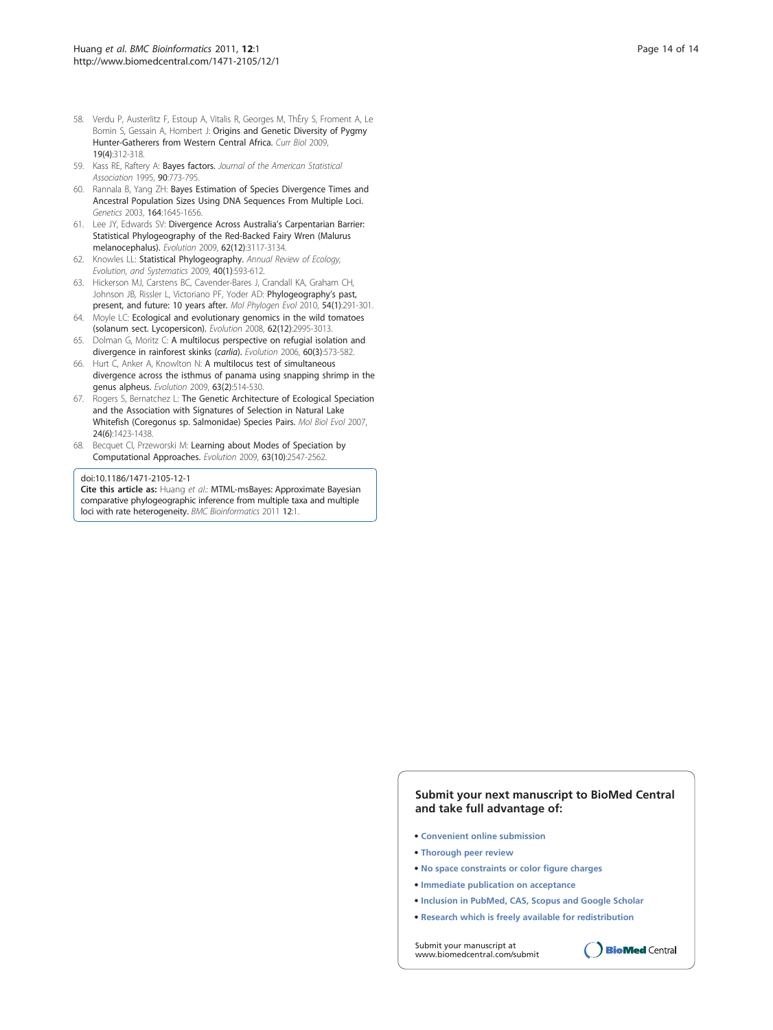58. Verdu P, Austerlitz F, Estoup A, Vitalis R, Georges M, Théry S, Froment A, Le Bomin S, Gessain A, Hombert J: **Origins and Genetic Diversity of Pygmy Hunter-Gatherers from Western Central Africa.** *Curr Biol* 2009, **19(4)**:312-318.
59. Kass RE, Raftery A: **Bayes factors.** *Journal of the American Statistical Association* 1995, **90**:773-795.
60. Rannala B, Yang ZH: **Bayes Estimation of Species Divergence Times and Ancestral Population Sizes Using DNA Sequences From Multiple Loci.** *Genetics* 2003, **164**:1645-1656.
61. Lee JY, Edwards SV: **Divergence Across Australia's Carpentarian Barrier: Statistical Phylogeography of the Red-Backed Fairy Wren (Malurus melanocephalus).** *Evolution* 2009, **62(12)**:3117-3134.
62. Knowles LL: **Statistical Phylogeography.** *Annual Review of Ecology, Evolution, and Systematics* 2009, **40(1)**:593-612.
63. Hickerson MJ, Carstens BC, Cavender-Bares J, Crandall KA, Graham CH, Johnson JB, Rissler L, Victoriano PF, Yoder AD: **Phylogeography's past, present, and future: 10 years after.** *Mol Phylogen Evol* 2010, **54(1)**:291-301.
64. Moyle LC: **Ecological and evolutionary genomics in the wild tomatoes (solanum sect. Lycopersicon).** *Evolution* 2008, **62(12)**:2995-3013.
65. Dolman G, Moritz C: **A multilocus perspective on refugial isolation and divergence in rainforest skinks (*carlia*).** *Evolution* 2006, **60(3)**:573-582.
66. Hurt C, Anker A, Knowlton N: **A multilocus test of simultaneous divergence across the isthmus of panama using snapping shrimp in the genus alpheus.** *Evolution* 2009, **63(2)**:514-530.
67. Rogers S, Bernatchez L: **The Genetic Architecture of Ecological Speciation and the Association with Signatures of Selection in Natural Lake Whitefish (Coregonus sp. Salmonidae) Species Pairs.** *Mol Biol Evol* 2007, **24(6)**:1423-1438.
68. Becquet CI, Przeworski M: **Learning about Modes of Speciation by Computational Approaches.** *Evolution* 2009, **63(10)**:2547-2562.

doi:10.1186/1471-2105-12-1

**Cite this article as:** Huang *et al.*: MTML-msBayes: Approximate Bayesian comparative phylogeographic inference from multiple taxa and multiple loci with rate heterogeneity. *BMC Bioinformatics* 2011 **12**:1.

**Submit your next manuscript to BioMed Central and take full advantage of:**

- **Convenient online submission**
- **Thorough peer review**
- **No space constraints or color figure charges**
- **Immediate publication on acceptance**
- **Inclusion in PubMed, CAS, Scopus and Google Scholar**
- **Research which is freely available for redistribution**

Submit your manuscript at www.biomedcentral.com/submit

BioMed Central